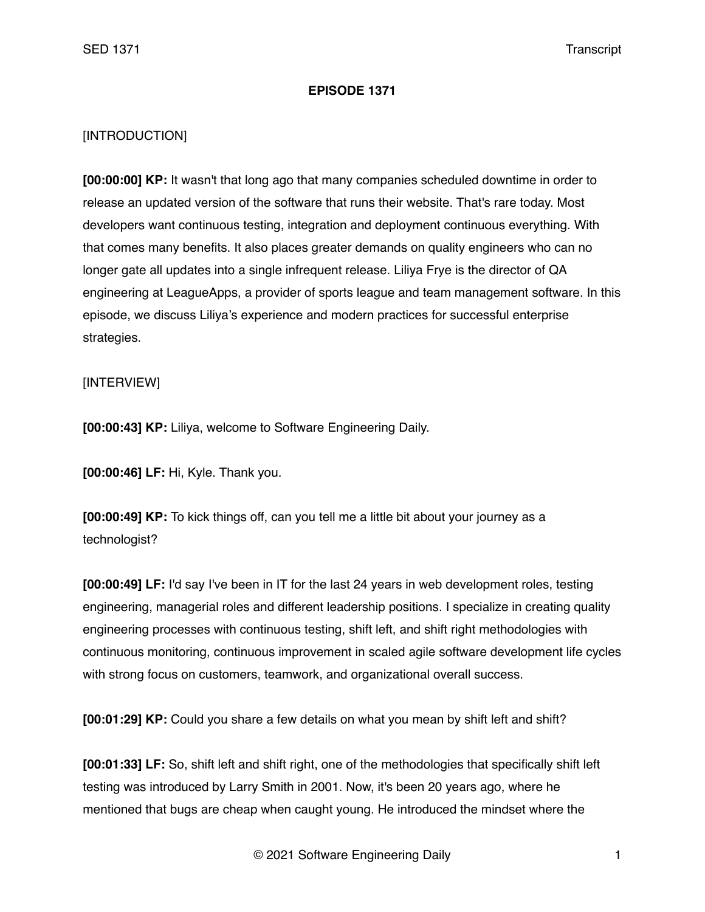**EPISODE 1371**

[INTRODUCTION]

**[00:00:00] KP:** It wasn't that long ago that many companies scheduled downtime in order to release an updated version of the software that runs their website. That's rare today. Most developers want continuous testing, integration and deployment continuous everything. With that comes many benefits. It also places greater demands on quality engineers who can no longer gate all updates into a single infrequent release. Liliya Frye is the director of QA engineering at LeagueApps, a provider of sports league and team management software. In this episode, we discuss Liliya's experience and modern practices for successful enterprise strategies.

[INTERVIEW]

**[00:00:43] KP:** Liliya, welcome to Software Engineering Daily.

**[00:00:46] LF:** Hi, Kyle. Thank you.

**[00:00:49] KP:** To kick things off, can you tell me a little bit about your journey as a technologist?

**[00:00:49] LF:** I'd say I've been in IT for the last 24 years in web development roles, testing engineering, managerial roles and different leadership positions. I specialize in creating quality engineering processes with continuous testing, shift left, and shift right methodologies with continuous monitoring, continuous improvement in scaled agile software development life cycles with strong focus on customers, teamwork, and organizational overall success.

**[00:01:29] KP:** Could you share a few details on what you mean by shift left and shift?

**[00:01:33] LF:** So, shift left and shift right, one of the methodologies that specifically shift left testing was introduced by Larry Smith in 2001. Now, it's been 20 years ago, where he mentioned that bugs are cheap when caught young. He introduced the mindset where the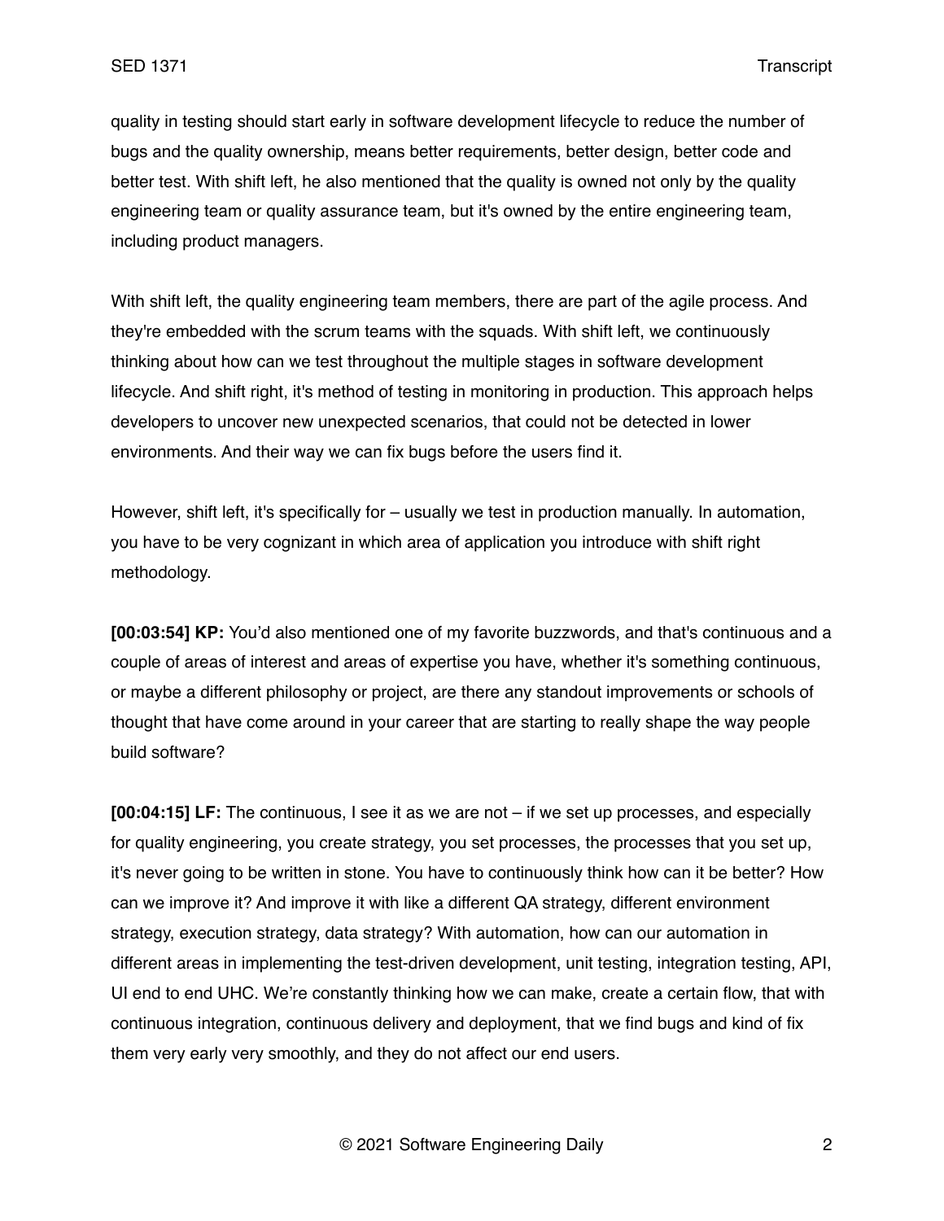quality in testing should start early in software development lifecycle to reduce the number of bugs and the quality ownership, means better requirements, better design, better code and better test. With shift left, he also mentioned that the quality is owned not only by the quality engineering team or quality assurance team, but it's owned by the entire engineering team, including product managers.

With shift left, the quality engineering team members, there are part of the agile process. And they're embedded with the scrum teams with the squads. With shift left, we continuously thinking about how can we test throughout the multiple stages in software development lifecycle. And shift right, it's method of testing in monitoring in production. This approach helps developers to uncover new unexpected scenarios, that could not be detected in lower environments. And their way we can fix bugs before the users find it.

However, shift left, it's specifically for – usually we test in production manually. In automation, you have to be very cognizant in which area of application you introduce with shift right methodology.

**[00:03:54] KP:** You'd also mentioned one of my favorite buzzwords, and that's continuous and a couple of areas of interest and areas of expertise you have, whether it's something continuous, or maybe a different philosophy or project, are there any standout improvements or schools of thought that have come around in your career that are starting to really shape the way people build software?

**[00:04:15] LF:** The continuous, I see it as we are not – if we set up processes, and especially for quality engineering, you create strategy, you set processes, the processes that you set up, it's never going to be written in stone. You have to continuously think how can it be better? How can we improve it? And improve it with like a different QA strategy, different environment strategy, execution strategy, data strategy? With automation, how can our automation in different areas in implementing the test-driven development, unit testing, integration testing, API, UI end to end UHC. We're constantly thinking how we can make, create a certain flow, that with continuous integration, continuous delivery and deployment, that we find bugs and kind of fix them very early very smoothly, and they do not affect our end users.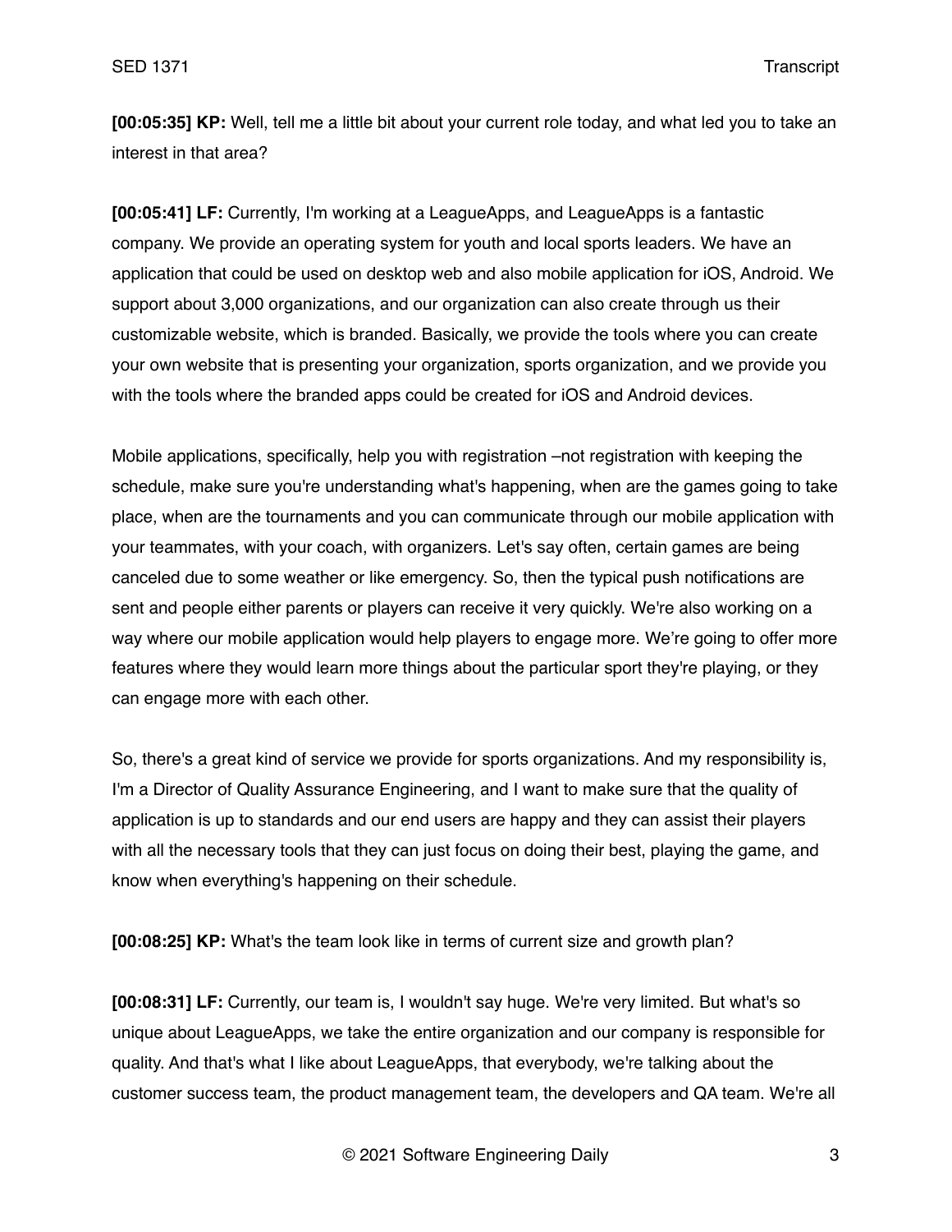**[00:05:35] KP:** Well, tell me a little bit about your current role today, and what led you to take an interest in that area?

**[00:05:41] LF:** Currently, I'm working at a LeagueApps, and LeagueApps is a fantastic company. We provide an operating system for youth and local sports leaders. We have an application that could be used on desktop web and also mobile application for iOS, Android. We support about 3,000 organizations, and our organization can also create through us their customizable website, which is branded. Basically, we provide the tools where you can create your own website that is presenting your organization, sports organization, and we provide you with the tools where the branded apps could be created for iOS and Android devices.

Mobile applications, specifically, help you with registration –not registration with keeping the schedule, make sure you're understanding what's happening, when are the games going to take place, when are the tournaments and you can communicate through our mobile application with your teammates, with your coach, with organizers. Let's say often, certain games are being canceled due to some weather or like emergency. So, then the typical push notifications are sent and people either parents or players can receive it very quickly. We're also working on a way where our mobile application would help players to engage more. We're going to offer more features where they would learn more things about the particular sport they're playing, or they can engage more with each other.

So, there's a great kind of service we provide for sports organizations. And my responsibility is, I'm a Director of Quality Assurance Engineering, and I want to make sure that the quality of application is up to standards and our end users are happy and they can assist their players with all the necessary tools that they can just focus on doing their best, playing the game, and know when everything's happening on their schedule.

**[00:08:25] KP:** What's the team look like in terms of current size and growth plan?

**[00:08:31] LF:** Currently, our team is, I wouldn't say huge. We're very limited. But what's so unique about LeagueApps, we take the entire organization and our company is responsible for quality. And that's what I like about LeagueApps, that everybody, we're talking about the customer success team, the product management team, the developers and QA team. We're all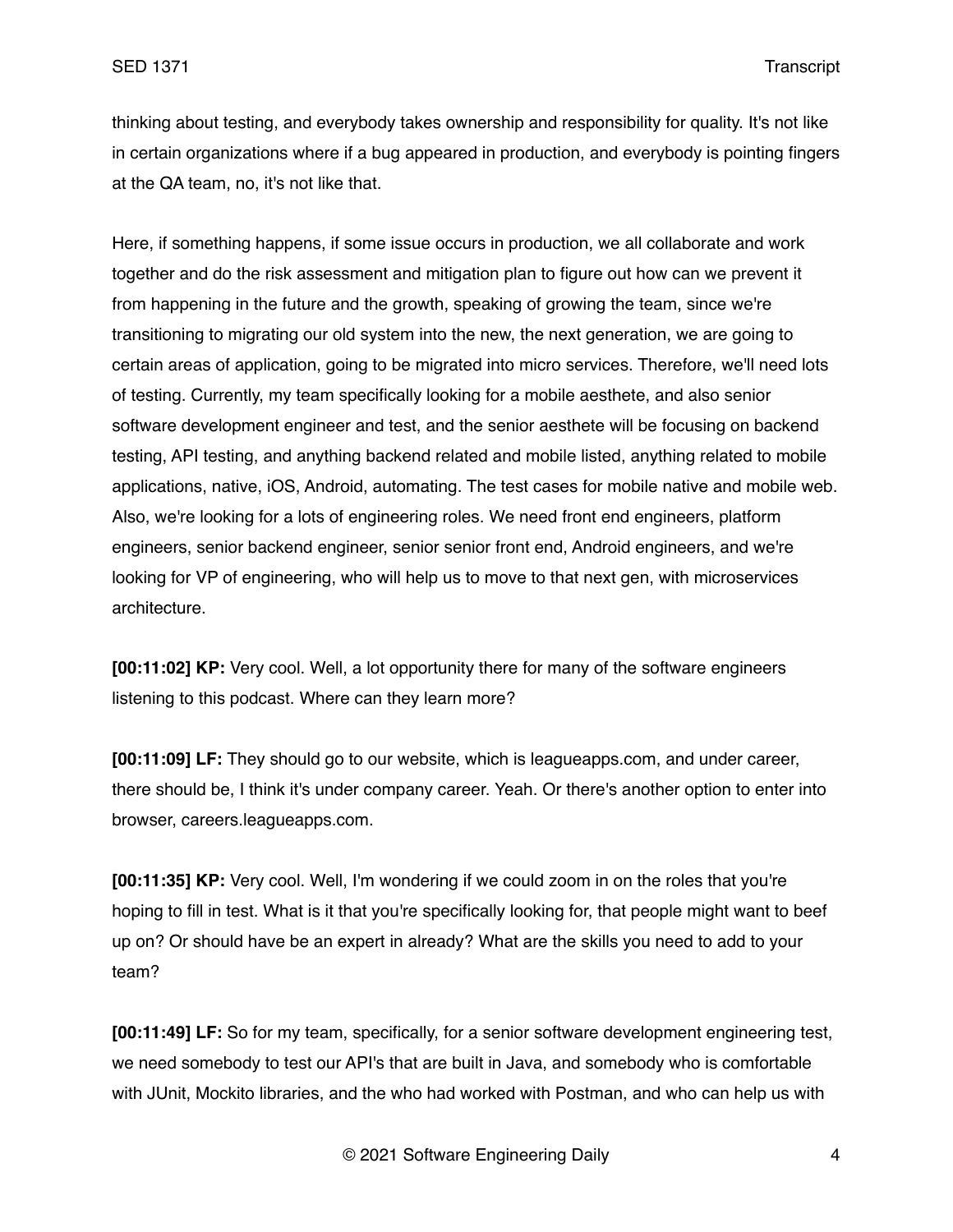thinking about testing, and everybody takes ownership and responsibility for quality. It's not like in certain organizations where if a bug appeared in production, and everybody is pointing fingers at the QA team, no, it's not like that.

Here, if something happens, if some issue occurs in production, we all collaborate and work together and do the risk assessment and mitigation plan to figure out how can we prevent it from happening in the future and the growth, speaking of growing the team, since we're transitioning to migrating our old system into the new, the next generation, we are going to certain areas of application, going to be migrated into micro services. Therefore, we'll need lots of testing. Currently, my team specifically looking for a mobile aesthete, and also senior software development engineer and test, and the senior aesthete will be focusing on backend testing, API testing, and anything backend related and mobile listed, anything related to mobile applications, native, iOS, Android, automating. The test cases for mobile native and mobile web. Also, we're looking for a lots of engineering roles. We need front end engineers, platform engineers, senior backend engineer, senior senior front end, Android engineers, and we're looking for VP of engineering, who will help us to move to that next gen, with microservices architecture.

**[00:11:02] KP:** Very cool. Well, a lot opportunity there for many of the software engineers listening to this podcast. Where can they learn more?

**[00:11:09] LF:** They should go to our website, which is leagueapps.com, and under career, there should be, I think it's under company career. Yeah. Or there's another option to enter into browser, careers.leagueapps.com.

**[00:11:35] KP:** Very cool. Well, I'm wondering if we could zoom in on the roles that you're hoping to fill in test. What is it that you're specifically looking for, that people might want to beef up on? Or should have be an expert in already? What are the skills you need to add to your team?

**[00:11:49] LF:** So for my team, specifically, for a senior software development engineering test, we need somebody to test our API's that are built in Java, and somebody who is comfortable with JUnit, Mockito libraries, and the who had worked with Postman, and who can help us with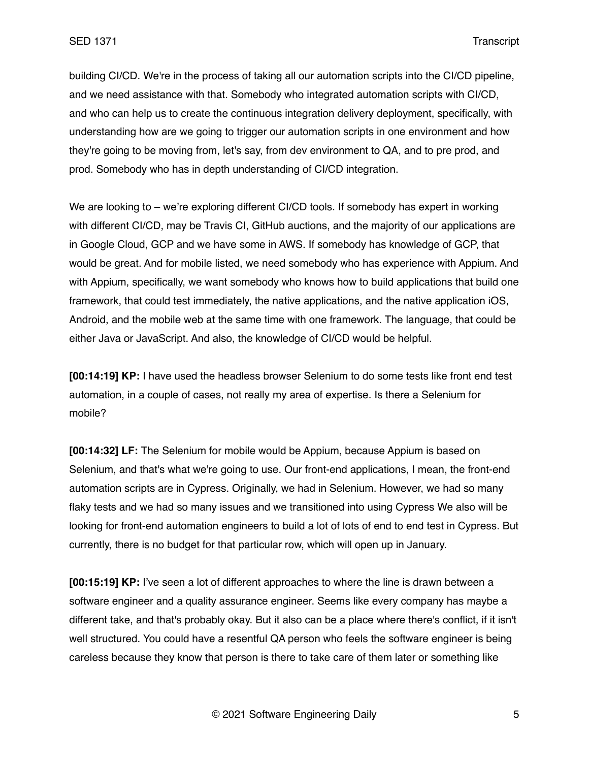building CI/CD. We're in the process of taking all our automation scripts into the CI/CD pipeline, and we need assistance with that. Somebody who integrated automation scripts with CI/CD, and who can help us to create the continuous integration delivery deployment, specifically, with understanding how are we going to trigger our automation scripts in one environment and how they're going to be moving from, let's say, from dev environment to QA, and to pre prod, and prod. Somebody who has in depth understanding of CI/CD integration.

We are looking to – we're exploring different CI/CD tools. If somebody has expert in working with different CI/CD, may be Travis CI, GitHub auctions, and the majority of our applications are in Google Cloud, GCP and we have some in AWS. If somebody has knowledge of GCP, that would be great. And for mobile listed, we need somebody who has experience with Appium. And with Appium, specifically, we want somebody who knows how to build applications that build one framework, that could test immediately, the native applications, and the native application iOS, Android, and the mobile web at the same time with one framework. The language, that could be either Java or JavaScript. And also, the knowledge of CI/CD would be helpful.

**[00:14:19] KP:** I have used the headless browser Selenium to do some tests like front end test automation, in a couple of cases, not really my area of expertise. Is there a Selenium for mobile?

**[00:14:32] LF:** The Selenium for mobile would be Appium, because Appium is based on Selenium, and that's what we're going to use. Our front-end applications, I mean, the front-end automation scripts are in Cypress. Originally, we had in Selenium. However, we had so many flaky tests and we had so many issues and we transitioned into using Cypress We also will be looking for front-end automation engineers to build a lot of lots of end to end test in Cypress. But currently, there is no budget for that particular row, which will open up in January.

**[00:15:19] KP:** I've seen a lot of different approaches to where the line is drawn between a software engineer and a quality assurance engineer. Seems like every company has maybe a different take, and that's probably okay. But it also can be a place where there's conflict, if it isn't well structured. You could have a resentful QA person who feels the software engineer is being careless because they know that person is there to take care of them later or something like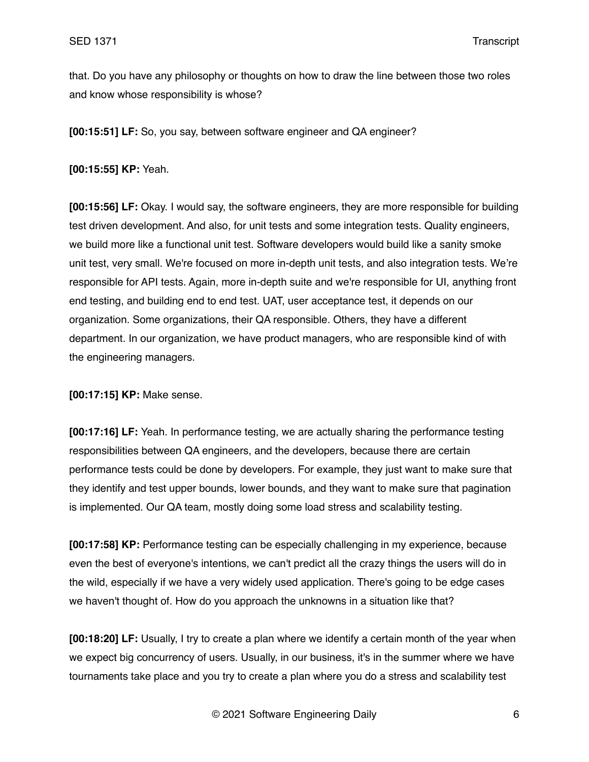that. Do you have any philosophy or thoughts on how to draw the line between those two roles and know whose responsibility is whose?

**[00:15:51] LF:** So, you say, between software engineer and QA engineer?

**[00:15:55] KP:** Yeah.

**[00:15:56] LF:** Okay. I would say, the software engineers, they are more responsible for building test driven development. And also, for unit tests and some integration tests. Quality engineers, we build more like a functional unit test. Software developers would build like a sanity smoke unit test, very small. We're focused on more in-depth unit tests, and also integration tests. We're responsible for API tests. Again, more in-depth suite and we're responsible for UI, anything front end testing, and building end to end test. UAT, user acceptance test, it depends on our organization. Some organizations, their QA responsible. Others, they have a different department. In our organization, we have product managers, who are responsible kind of with the engineering managers.

**[00:17:15] KP:** Make sense.

**[00:17:16] LF:** Yeah. In performance testing, we are actually sharing the performance testing responsibilities between QA engineers, and the developers, because there are certain performance tests could be done by developers. For example, they just want to make sure that they identify and test upper bounds, lower bounds, and they want to make sure that pagination is implemented. Our QA team, mostly doing some load stress and scalability testing.

**[00:17:58] KP:** Performance testing can be especially challenging in my experience, because even the best of everyone's intentions, we can't predict all the crazy things the users will do in the wild, especially if we have a very widely used application. There's going to be edge cases we haven't thought of. How do you approach the unknowns in a situation like that?

**[00:18:20] LF:** Usually, I try to create a plan where we identify a certain month of the year when we expect big concurrency of users. Usually, in our business, it's in the summer where we have tournaments take place and you try to create a plan where you do a stress and scalability test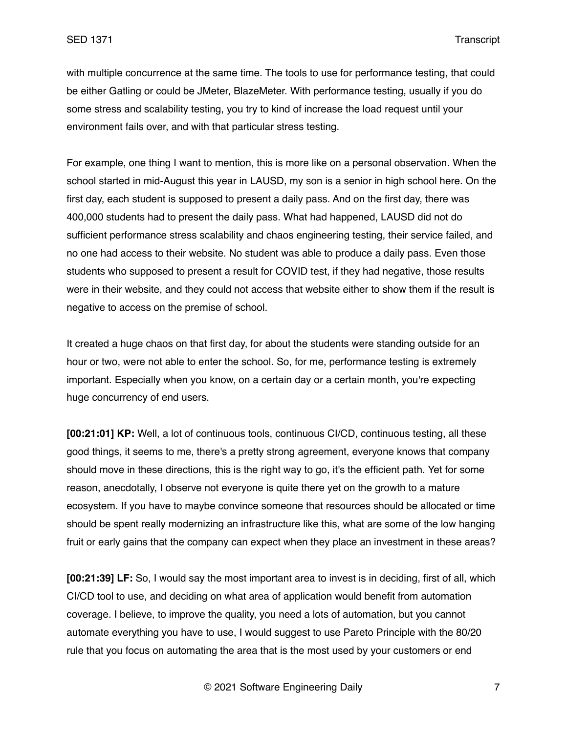with multiple concurrence at the same time. The tools to use for performance testing, that could be either Gatling or could be JMeter, BlazeMeter. With performance testing, usually if you do some stress and scalability testing, you try to kind of increase the load request until your environment fails over, and with that particular stress testing.

For example, one thing I want to mention, this is more like on a personal observation. When the school started in mid-August this year in LAUSD, my son is a senior in high school here. On the first day, each student is supposed to present a daily pass. And on the first day, there was 400,000 students had to present the daily pass. What had happened, LAUSD did not do sufficient performance stress scalability and chaos engineering testing, their service failed, and no one had access to their website. No student was able to produce a daily pass. Even those students who supposed to present a result for COVID test, if they had negative, those results were in their website, and they could not access that website either to show them if the result is negative to access on the premise of school.

It created a huge chaos on that first day, for about the students were standing outside for an hour or two, were not able to enter the school. So, for me, performance testing is extremely important. Especially when you know, on a certain day or a certain month, you're expecting huge concurrency of end users.

**[00:21:01] KP:** Well, a lot of continuous tools, continuous CI/CD, continuous testing, all these good things, it seems to me, there's a pretty strong agreement, everyone knows that company should move in these directions, this is the right way to go, it's the efficient path. Yet for some reason, anecdotally, I observe not everyone is quite there yet on the growth to a mature ecosystem. If you have to maybe convince someone that resources should be allocated or time should be spent really modernizing an infrastructure like this, what are some of the low hanging fruit or early gains that the company can expect when they place an investment in these areas?

**[00:21:39] LF:** So, I would say the most important area to invest is in deciding, first of all, which CI/CD tool to use, and deciding on what area of application would benefit from automation coverage. I believe, to improve the quality, you need a lots of automation, but you cannot automate everything you have to use, I would suggest to use Pareto Principle with the 80/20 rule that you focus on automating the area that is the most used by your customers or end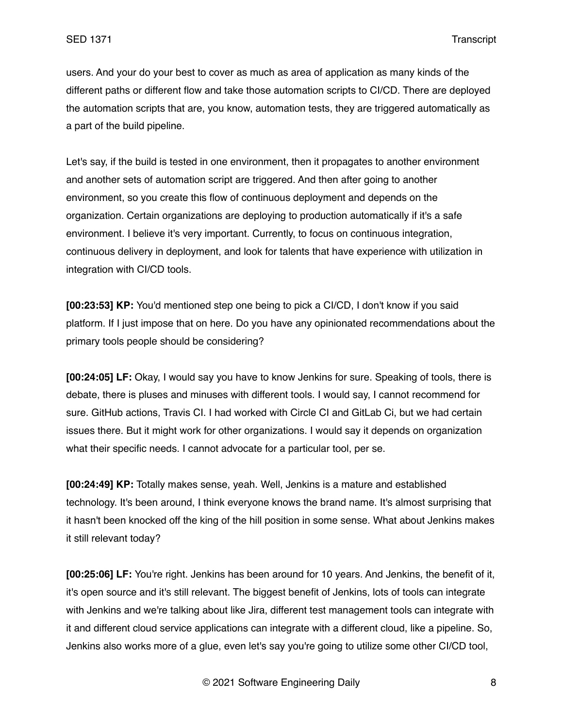users. And your do your best to cover as much as area of application as many kinds of the different paths or different flow and take those automation scripts to CI/CD. There are deployed the automation scripts that are, you know, automation tests, they are triggered automatically as a part of the build pipeline.

Let's say, if the build is tested in one environment, then it propagates to another environment and another sets of automation script are triggered. And then after going to another environment, so you create this flow of continuous deployment and depends on the organization. Certain organizations are deploying to production automatically if it's a safe environment. I believe it's very important. Currently, to focus on continuous integration, continuous delivery in deployment, and look for talents that have experience with utilization in integration with CI/CD tools.

**[00:23:53] KP:** You'd mentioned step one being to pick a CI/CD, I don't know if you said platform. If I just impose that on here. Do you have any opinionated recommendations about the primary tools people should be considering?

**[00:24:05] LF:** Okay, I would say you have to know Jenkins for sure. Speaking of tools, there is debate, there is pluses and minuses with different tools. I would say, I cannot recommend for sure. GitHub actions, Travis CI. I had worked with Circle CI and GitLab Ci, but we had certain issues there. But it might work for other organizations. I would say it depends on organization what their specific needs. I cannot advocate for a particular tool, per se.

**[00:24:49] KP:** Totally makes sense, yeah. Well, Jenkins is a mature and established technology. It's been around, I think everyone knows the brand name. It's almost surprising that it hasn't been knocked off the king of the hill position in some sense. What about Jenkins makes it still relevant today?

**[00:25:06] LF:** You're right. Jenkins has been around for 10 years. And Jenkins, the benefit of it, it's open source and it's still relevant. The biggest benefit of Jenkins, lots of tools can integrate with Jenkins and we're talking about like Jira, different test management tools can integrate with it and different cloud service applications can integrate with a different cloud, like a pipeline. So, Jenkins also works more of a glue, even let's say you're going to utilize some other CI/CD tool,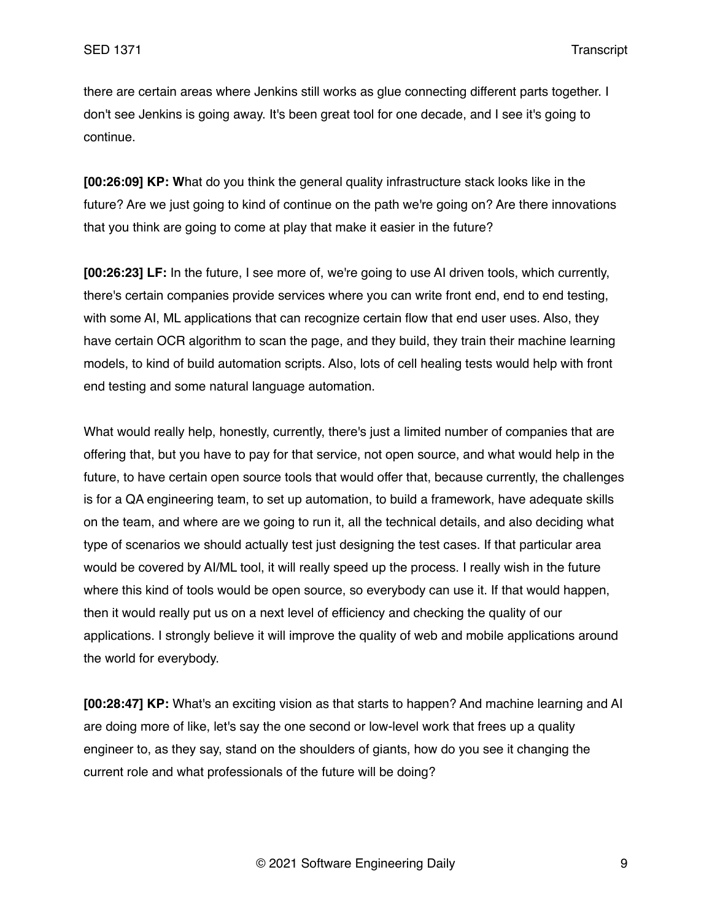there are certain areas where Jenkins still works as glue connecting different parts together. I don't see Jenkins is going away. It's been great tool for one decade, and I see it's going to continue.

**[00:26:09] KP: W**hat do you think the general quality infrastructure stack looks like in the future? Are we just going to kind of continue on the path we're going on? Are there innovations that you think are going to come at play that make it easier in the future?

**[00:26:23] LF:** In the future, I see more of, we're going to use AI driven tools, which currently, there's certain companies provide services where you can write front end, end to end testing, with some AI, ML applications that can recognize certain flow that end user uses. Also, they have certain OCR algorithm to scan the page, and they build, they train their machine learning models, to kind of build automation scripts. Also, lots of cell healing tests would help with front end testing and some natural language automation.

What would really help, honestly, currently, there's just a limited number of companies that are offering that, but you have to pay for that service, not open source, and what would help in the future, to have certain open source tools that would offer that, because currently, the challenges is for a QA engineering team, to set up automation, to build a framework, have adequate skills on the team, and where are we going to run it, all the technical details, and also deciding what type of scenarios we should actually test just designing the test cases. If that particular area would be covered by AI/ML tool, it will really speed up the process. I really wish in the future where this kind of tools would be open source, so everybody can use it. If that would happen, then it would really put us on a next level of efficiency and checking the quality of our applications. I strongly believe it will improve the quality of web and mobile applications around the world for everybody.

**[00:28:47] KP:** What's an exciting vision as that starts to happen? And machine learning and AI are doing more of like, let's say the one second or low-level work that frees up a quality engineer to, as they say, stand on the shoulders of giants, how do you see it changing the current role and what professionals of the future will be doing?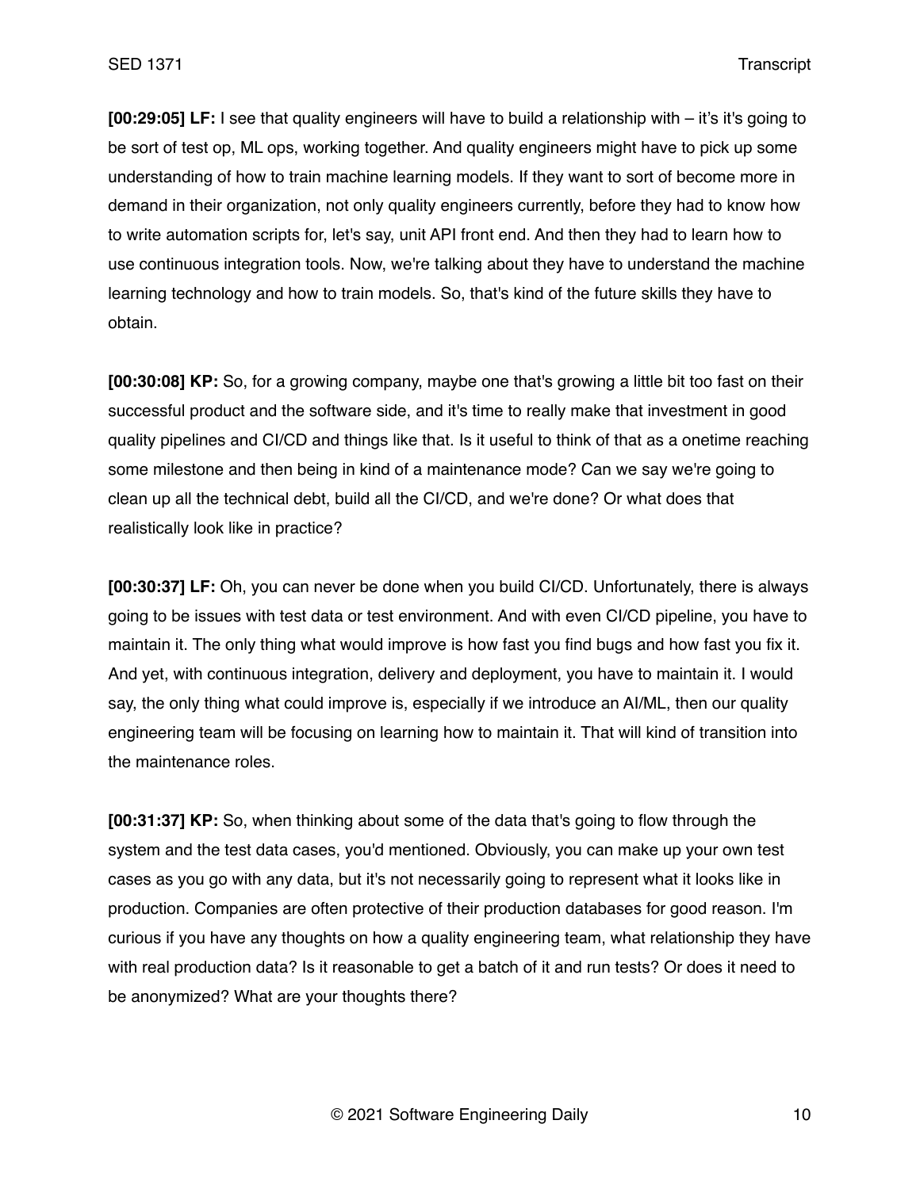**[00:29:05] LF:** I see that quality engineers will have to build a relationship with – it's it's going to be sort of test op, ML ops, working together. And quality engineers might have to pick up some understanding of how to train machine learning models. If they want to sort of become more in demand in their organization, not only quality engineers currently, before they had to know how to write automation scripts for, let's say, unit API front end. And then they had to learn how to use continuous integration tools. Now, we're talking about they have to understand the machine learning technology and how to train models. So, that's kind of the future skills they have to obtain.

**[00:30:08] KP:** So, for a growing company, maybe one that's growing a little bit too fast on their successful product and the software side, and it's time to really make that investment in good quality pipelines and CI/CD and things like that. Is it useful to think of that as a onetime reaching some milestone and then being in kind of a maintenance mode? Can we say we're going to clean up all the technical debt, build all the CI/CD, and we're done? Or what does that realistically look like in practice?

**[00:30:37] LF:** Oh, you can never be done when you build CI/CD. Unfortunately, there is always going to be issues with test data or test environment. And with even CI/CD pipeline, you have to maintain it. The only thing what would improve is how fast you find bugs and how fast you fix it. And yet, with continuous integration, delivery and deployment, you have to maintain it. I would say, the only thing what could improve is, especially if we introduce an AI/ML, then our quality engineering team will be focusing on learning how to maintain it. That will kind of transition into the maintenance roles.

**[00:31:37] KP:** So, when thinking about some of the data that's going to flow through the system and the test data cases, you'd mentioned. Obviously, you can make up your own test cases as you go with any data, but it's not necessarily going to represent what it looks like in production. Companies are often protective of their production databases for good reason. I'm curious if you have any thoughts on how a quality engineering team, what relationship they have with real production data? Is it reasonable to get a batch of it and run tests? Or does it need to be anonymized? What are your thoughts there?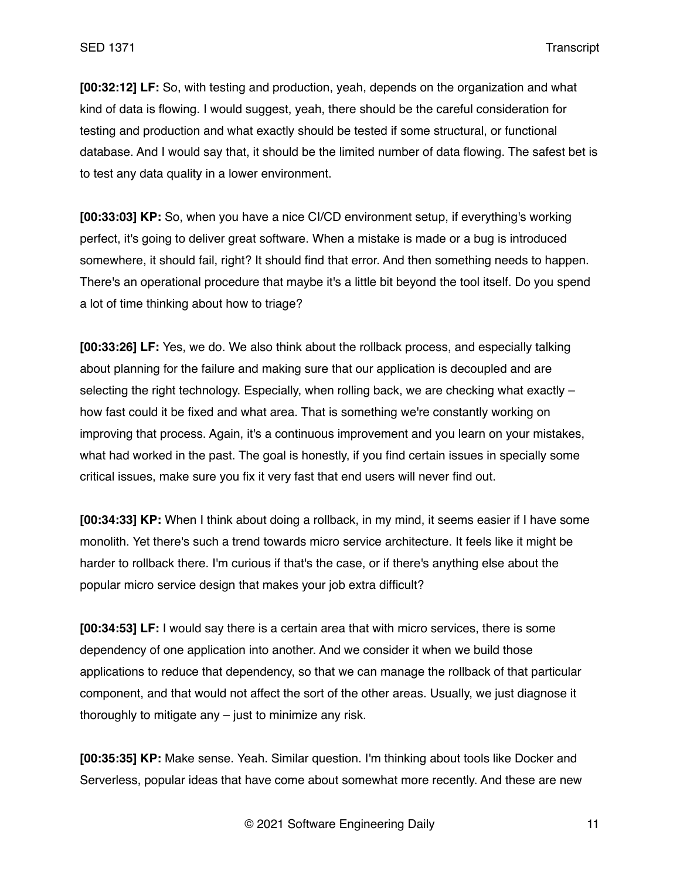**[00:32:12] LF:** So, with testing and production, yeah, depends on the organization and what kind of data is flowing. I would suggest, yeah, there should be the careful consideration for testing and production and what exactly should be tested if some structural, or functional database. And I would say that, it should be the limited number of data flowing. The safest bet is to test any data quality in a lower environment.

**[00:33:03] KP:** So, when you have a nice CI/CD environment setup, if everything's working perfect, it's going to deliver great software. When a mistake is made or a bug is introduced somewhere, it should fail, right? It should find that error. And then something needs to happen. There's an operational procedure that maybe it's a little bit beyond the tool itself. Do you spend a lot of time thinking about how to triage?

**[00:33:26] LF:** Yes, we do. We also think about the rollback process, and especially talking about planning for the failure and making sure that our application is decoupled and are selecting the right technology. Especially, when rolling back, we are checking what exactly – how fast could it be fixed and what area. That is something we're constantly working on improving that process. Again, it's a continuous improvement and you learn on your mistakes, what had worked in the past. The goal is honestly, if you find certain issues in specially some critical issues, make sure you fix it very fast that end users will never find out.

**[00:34:33] KP:** When I think about doing a rollback, in my mind, it seems easier if I have some monolith. Yet there's such a trend towards micro service architecture. It feels like it might be harder to rollback there. I'm curious if that's the case, or if there's anything else about the popular micro service design that makes your job extra difficult?

**[00:34:53] LF:** I would say there is a certain area that with micro services, there is some dependency of one application into another. And we consider it when we build those applications to reduce that dependency, so that we can manage the rollback of that particular component, and that would not affect the sort of the other areas. Usually, we just diagnose it thoroughly to mitigate any – just to minimize any risk.

**[00:35:35] KP:** Make sense. Yeah. Similar question. I'm thinking about tools like Docker and Serverless, popular ideas that have come about somewhat more recently. And these are new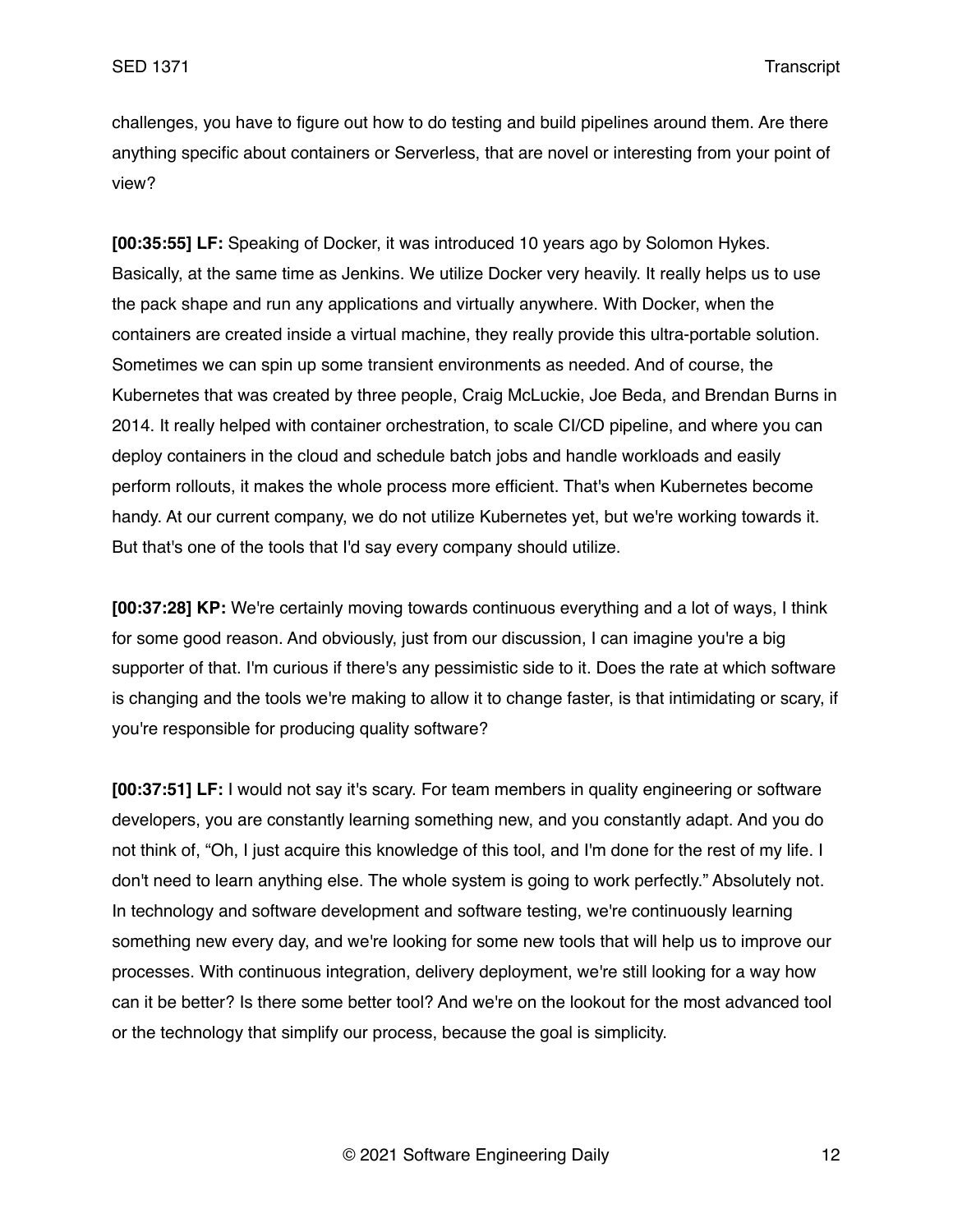challenges, you have to figure out how to do testing and build pipelines around them. Are there anything specific about containers or Serverless, that are novel or interesting from your point of view?

**[00:35:55] LF:** Speaking of Docker, it was introduced 10 years ago by Solomon Hykes. Basically, at the same time as Jenkins. We utilize Docker very heavily. It really helps us to use the pack shape and run any applications and virtually anywhere. With Docker, when the containers are created inside a virtual machine, they really provide this ultra-portable solution. Sometimes we can spin up some transient environments as needed. And of course, the Kubernetes that was created by three people, Craig McLuckie, Joe Beda, and Brendan Burns in 2014. It really helped with container orchestration, to scale CI/CD pipeline, and where you can deploy containers in the cloud and schedule batch jobs and handle workloads and easily perform rollouts, it makes the whole process more efficient. That's when Kubernetes become handy. At our current company, we do not utilize Kubernetes yet, but we're working towards it. But that's one of the tools that I'd say every company should utilize.

**[00:37:28] KP:** We're certainly moving towards continuous everything and a lot of ways, I think for some good reason. And obviously, just from our discussion, I can imagine you're a big supporter of that. I'm curious if there's any pessimistic side to it. Does the rate at which software is changing and the tools we're making to allow it to change faster, is that intimidating or scary, if you're responsible for producing quality software?

**[00:37:51] LF:** I would not say it's scary. For team members in quality engineering or software developers, you are constantly learning something new, and you constantly adapt. And you do not think of, "Oh, I just acquire this knowledge of this tool, and I'm done for the rest of my life. I don't need to learn anything else. The whole system is going to work perfectly." Absolutely not. In technology and software development and software testing, we're continuously learning something new every day, and we're looking for some new tools that will help us to improve our processes. With continuous integration, delivery deployment, we're still looking for a way how can it be better? Is there some better tool? And we're on the lookout for the most advanced tool or the technology that simplify our process, because the goal is simplicity.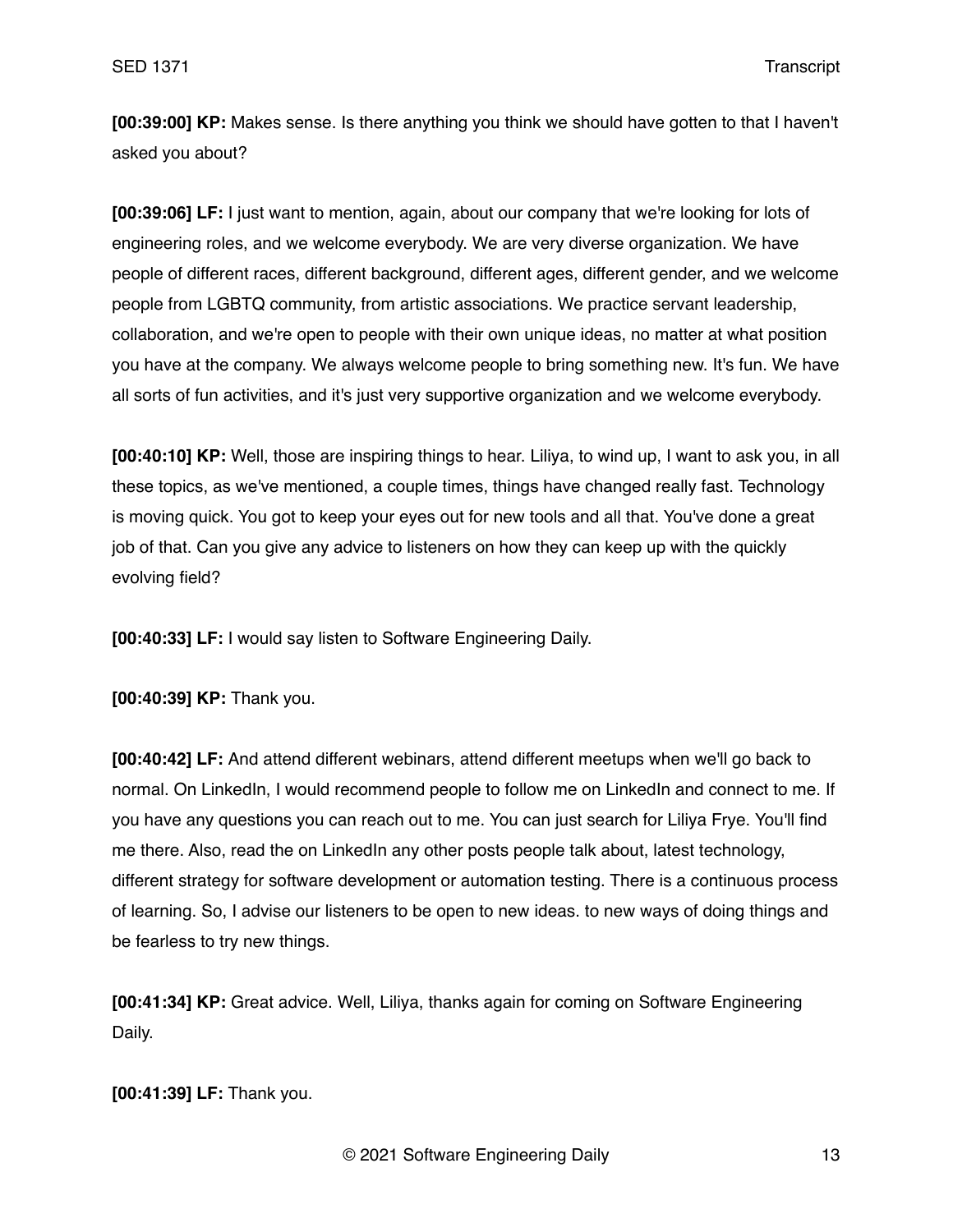**[00:39:00] KP:** Makes sense. Is there anything you think we should have gotten to that I haven't asked you about?

**[00:39:06] LF:** I just want to mention, again, about our company that we're looking for lots of engineering roles, and we welcome everybody. We are very diverse organization. We have people of different races, different background, different ages, different gender, and we welcome people from LGBTQ community, from artistic associations. We practice servant leadership, collaboration, and we're open to people with their own unique ideas, no matter at what position you have at the company. We always welcome people to bring something new. It's fun. We have all sorts of fun activities, and it's just very supportive organization and we welcome everybody.

**[00:40:10] KP:** Well, those are inspiring things to hear. Liliya, to wind up, I want to ask you, in all these topics, as we've mentioned, a couple times, things have changed really fast. Technology is moving quick. You got to keep your eyes out for new tools and all that. You've done a great job of that. Can you give any advice to listeners on how they can keep up with the quickly evolving field?

**[00:40:33] LF:** I would say listen to Software Engineering Daily.

**[00:40:39] KP:** Thank you.

**[00:40:42] LF:** And attend different webinars, attend different meetups when we'll go back to normal. On LinkedIn, I would recommend people to follow me on LinkedIn and connect to me. If you have any questions you can reach out to me. You can just search for Liliya Frye. You'll find me there. Also, read the on LinkedIn any other posts people talk about, latest technology, different strategy for software development or automation testing. There is a continuous process of learning. So, I advise our listeners to be open to new ideas. to new ways of doing things and be fearless to try new things.

**[00:41:34] KP:** Great advice. Well, Liliya, thanks again for coming on Software Engineering Daily.

**[00:41:39] LF:** Thank you.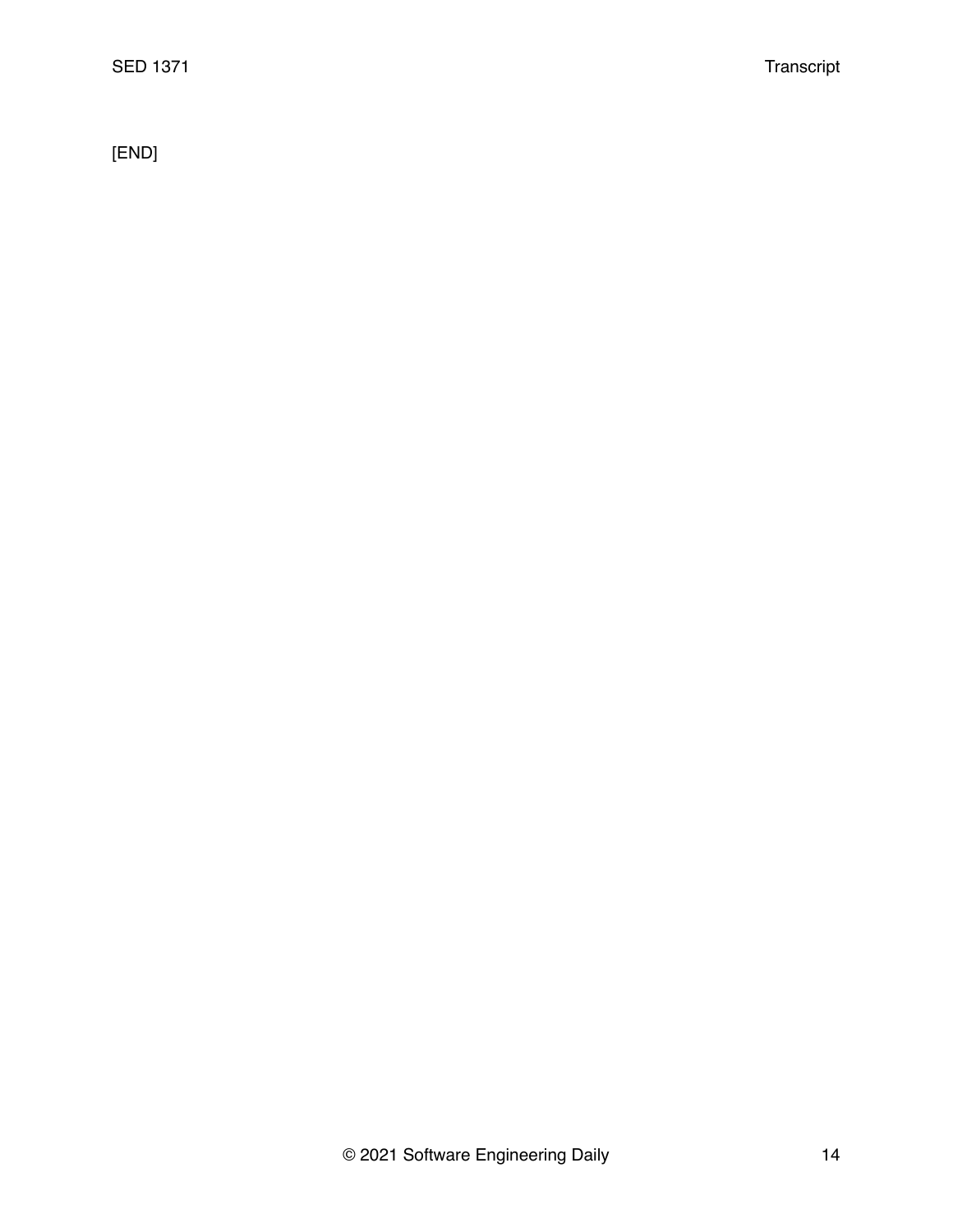[END]